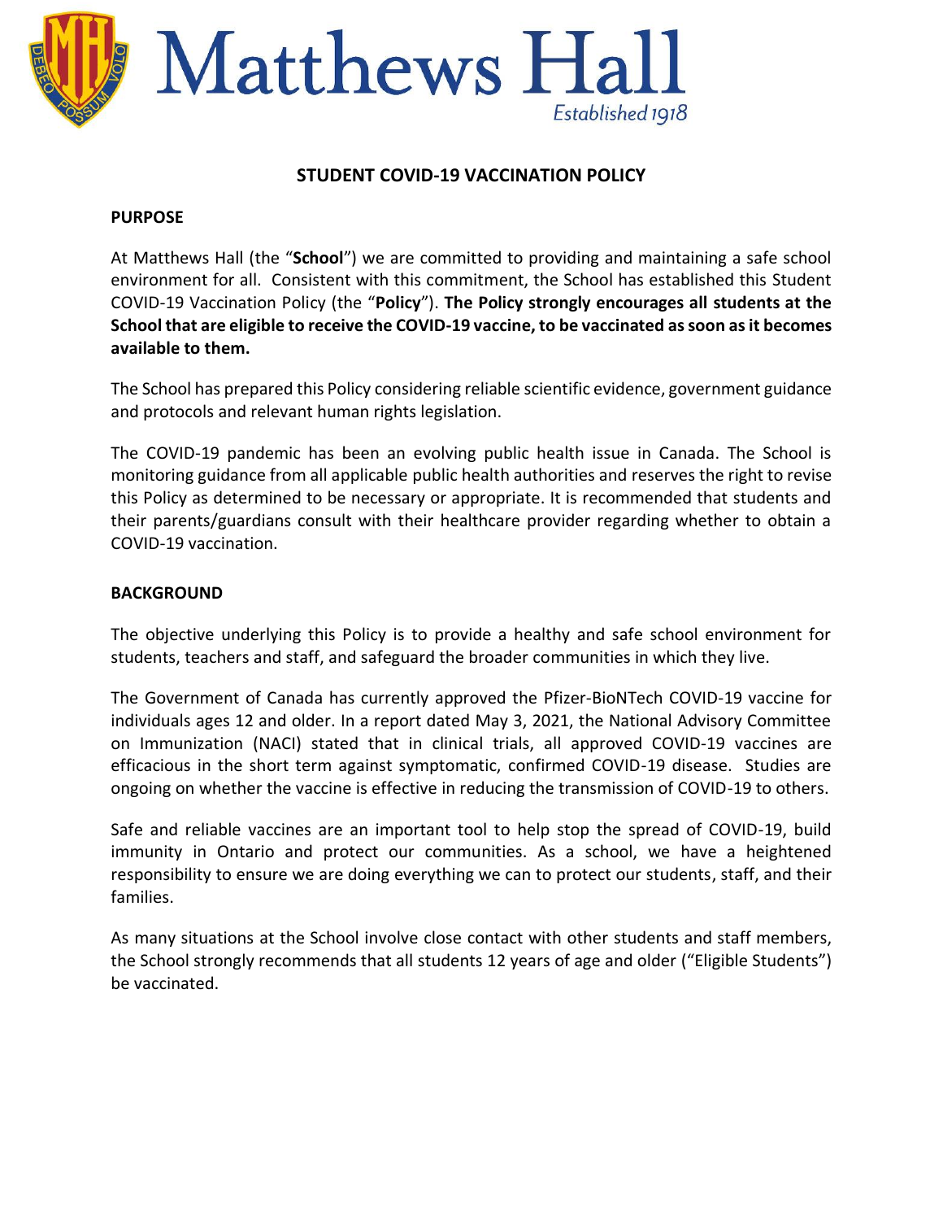# Matthews Hall

*Established 1918*

## STUDENT COVID-19 VACCINATION POLICY

### PURPOSE

At Matthews Hall (the "**School**") we are committed to providing and maintaining a safe school environment for all. Consistent with this commitment, the School has established this Student COVID-19 Vaccination Policy (the "**Policy**"). **The Policy strongly encourages all students at the School that are eligible to receive the COVID-19 vaccine, to be vaccinated as soon as it becomes available to them.**

The School has prepared this Policy considering reliable scientific evidence, government guidance and protocols and relevant human rights legislation.

The COVID-19 pandemic has been an evolving public health issue in Canada. The School is monitoring guidance from all applicable public health authorities and reserves the right to revise this Policy as determined to be necessary or appropriate. It is recommended that students and their parents/guardians consult with their healthcare provider regarding whether to obtain a COVID-19 vaccination.

### BACKGROUND

The objective underlying this Policy is to provide a healthy and safe school environment for students, teachers and staff, and safeguard the broader communities in which they live.

The Government of Canada has currently approved the Pfizer-BioNTech COVID-19 vaccine for individuals ages 12 and older. In a report dated May 3, 2021, the National Advisory Committee on Immunization (NACI) stated that in clinical trials, all approved COVID-19 vaccines are efficacious in the short term against symptomatic, confirmed COVID-19 disease. Studies are ongoing on whether the vaccine is effective in reducing the transmission of COVID-19 to others.

Safe and reliable vaccines are an important tool to help stop the spread of COVID-19, build immunity in Ontario and protect our communities. As a school, we have a heightened responsibility to ensure we are doing everything we can to protect our students, staff, and their families.

As many situations at the School involve close contact with other students and staff members, the School strongly recommends that all students 12 years of age and older ("Eligible Students") be vaccinated.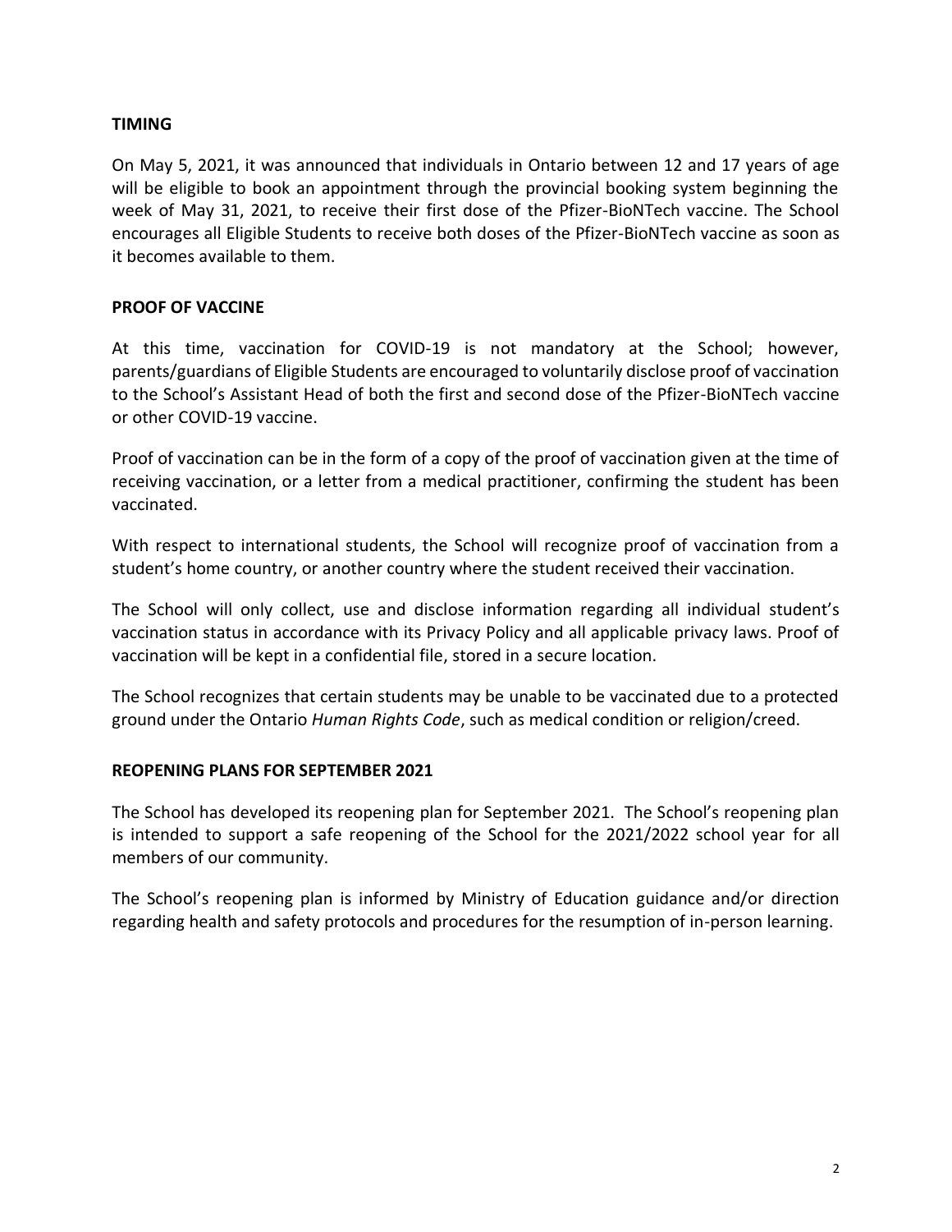## TIMING

On May 5, 2021, it was announced that individuals in Ontario between 12 and 17 years of age will be eligible to book an appointment through the provincial booking system beginning the week of May 31, 2021, to receive their first dose of the Pfizer-BioNTech vaccine. The School encourages all Eligible Students to receive both doses of the Pfizer-BioNTech vaccine as soon as it becomes available to them.

## PROOF OF VACCINE

At this time, vaccination for COVID-19 is not mandatory at the School; however, parents/guardians of Eligible Students are encouraged to voluntarily disclose proof of vaccination to the School's Assistant Head of both the first and second dose of the Pfizer-BioNTech vaccine or other COVID-19 vaccine.

Proof of vaccination can be in the form of a copy of the proof of vaccination given at the time of receiving vaccination, or a letter from a medical practitioner, confirming the student has been vaccinated.

With respect to international students, the School will recognize proof of vaccination from a student's home country, or another country where the student received their vaccination.

The School will only collect, use and disclose information regarding all individual student's vaccination status in accordance with its Privacy Policy and all applicable privacy laws. Proof of vaccination will be kept in a confidential file, stored in a secure location.

The School recognizes that certain students may be unable to be vaccinated due to a protected ground under the Ontario *Human Rights Code*, such as medical condition or religion/creed.

## REOPENING PLANS FOR SEPTEMBER 2021

The School has developed its reopening plan for September 2021. The School's reopening plan is intended to support a safe reopening of the School for the 2021/2022 school year for all members of our community.

The School's reopening plan is informed by Ministry of Education guidance and/or direction regarding health and safety protocols and procedures for the resumption of in-person learning.